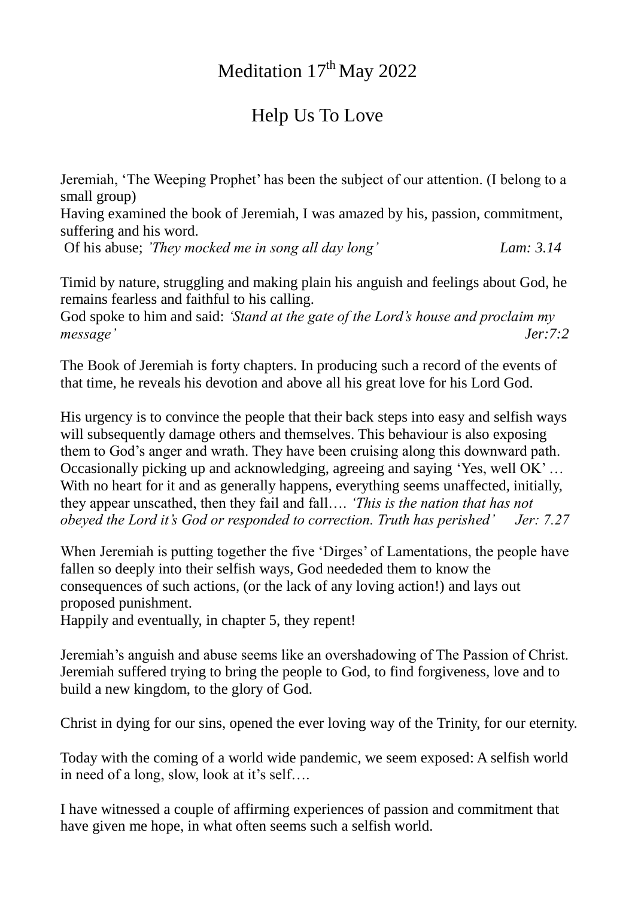# Meditation 17th May 2022

## Help Us To Love

Jeremiah, 'The Weeping Prophet' has been the subject of our attention. (I belong to a small group)
Having examined the book of Jeremiah, I was amazed by his, passion, commitment, suffering and his word.
Of his abuse; *'They mocked me in song all day long'* *Lam: 3.14*

Timid by nature, struggling and making plain his anguish and feelings about God, he remains fearless and faithful to his calling.
God spoke to him and said: *'Stand at the gate of the Lord's house and proclaim my message'* *Jer:7:2*

The Book of Jeremiah is forty chapters. In producing such a record of the events of that time, he reveals his devotion and above all his great love for his Lord God.

His urgency is to convince the people that their back steps into easy and selfish ways will subsequently damage others and themselves. This behaviour is also exposing them to God's anger and wrath. They have been cruising along this downward path. Occasionally picking up and acknowledging, agreeing and saying 'Yes, well OK' … With no heart for it and as generally happens, everything seems unaffected, initially, they appear unscathed, then they fail and fall…. *'This is the nation that has not obeyed the Lord it's God or responded to correction. Truth has perished'* *Jer: 7.27*

When Jeremiah is putting together the five 'Dirges' of Lamentations, the people have fallen so deeply into their selfish ways, God neededed them to know the consequences of such actions, (or the lack of any loving action!) and lays out proposed punishment.
Happily and eventually, in chapter 5, they repent!

Jeremiah's anguish and abuse seems like an overshadowing of The Passion of Christ. Jeremiah suffered trying to bring the people to God, to find forgiveness, love and to build a new kingdom, to the glory of God.

Christ in dying for our sins, opened the ever loving way of the Trinity, for our eternity.

Today with the coming of a world wide pandemic, we seem exposed: A selfish world in need of a long, slow, look at it's self….

I have witnessed a couple of affirming experiences of passion and commitment that have given me hope, in what often seems such a selfish world.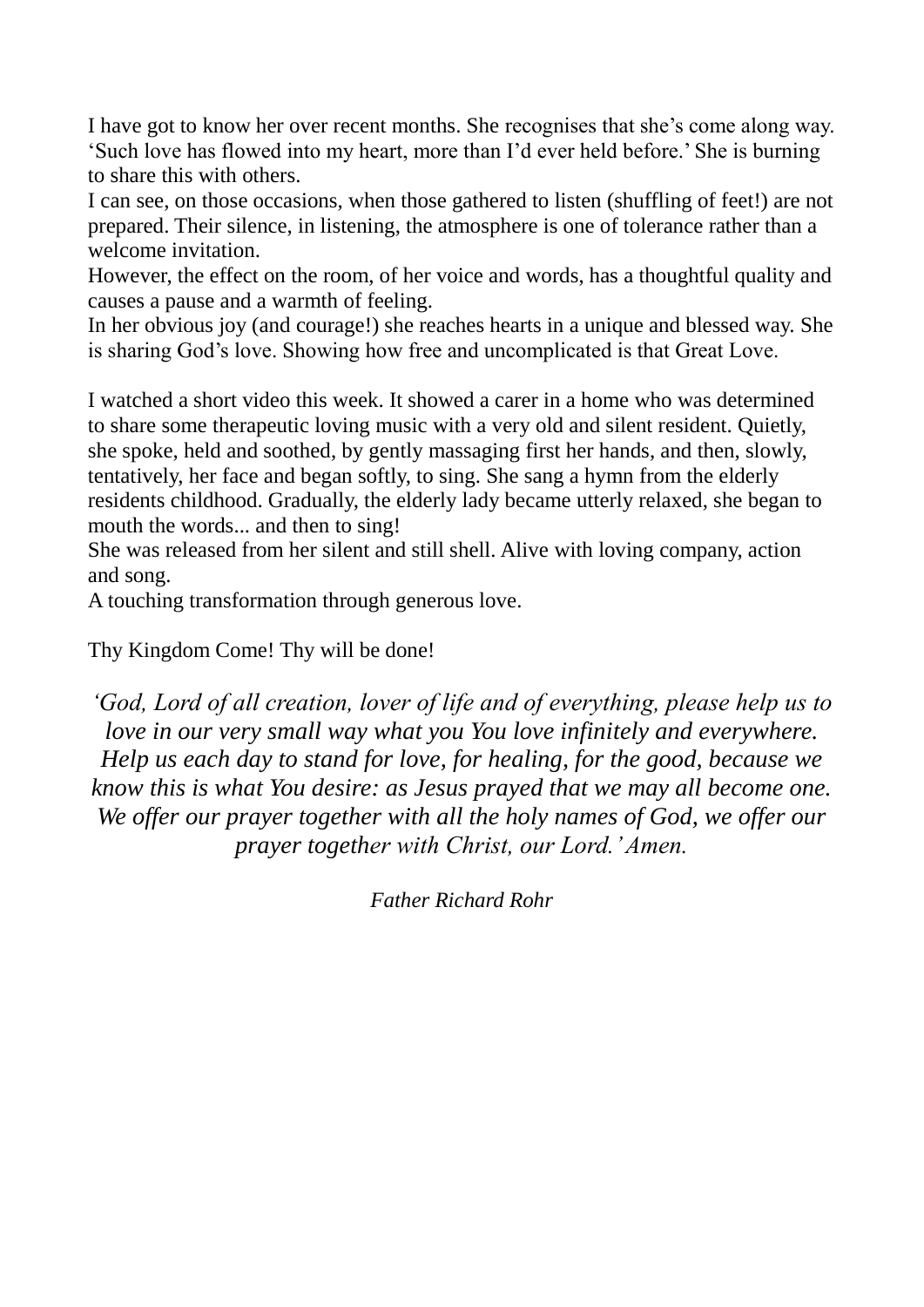I have got to know her over recent months. She recognises that she's come along way. 'Such love has flowed into my heart, more than I'd ever held before.' She is burning to share this with others.

I can see, on those occasions, when those gathered to listen (shuffling of feet!) are not prepared. Their silence, in listening, the atmosphere is one of tolerance rather than a welcome invitation.

However, the effect on the room, of her voice and words, has a thoughtful quality and causes a pause and a warmth of feeling.

In her obvious joy (and courage!) she reaches hearts in a unique and blessed way. She is sharing God's love. Showing how free and uncomplicated is that Great Love.

I watched a short video this week. It showed a carer in a home who was determined to share some therapeutic loving music with a very old and silent resident. Quietly, she spoke, held and soothed, by gently massaging first her hands, and then, slowly, tentatively, her face and began softly, to sing. She sang a hymn from the elderly residents childhood. Gradually, the elderly lady became utterly relaxed, she began to mouth the words... and then to sing!

She was released from her silent and still shell. Alive with loving company, action and song.

A touching transformation through generous love.

Thy Kingdom Come! Thy will be done!

*'God, Lord of all creation, lover of life and of everything, please help us to love in our very small way what you You love infinitely and everywhere. Help us each day to stand for love, for healing, for the good, because we know this is what You desire: as Jesus prayed that we may all become one. We offer our prayer together with all the holy names of God, we offer our prayer together with Christ, our Lord.' Amen.*

*Father Richard Rohr*